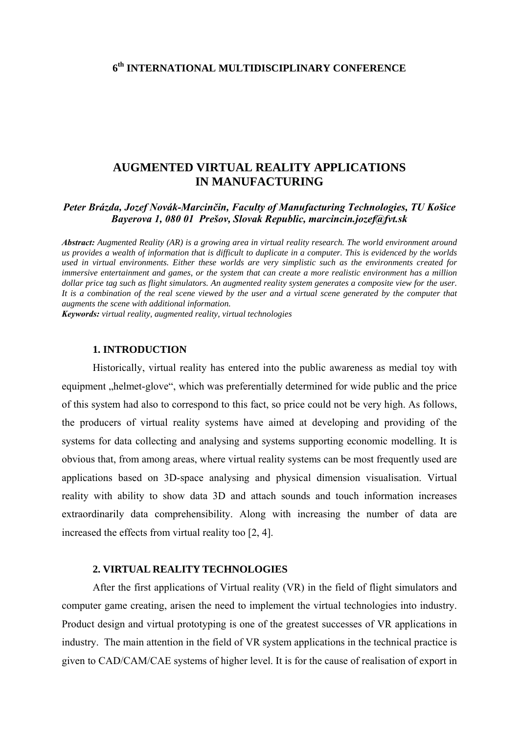**6th INTERNATIONAL MULTIDISCIPLINARY CONFERENCE**

# AUGMENTED VIRTUAL REALITY APPLICATIONS IN MANUFACTURING

***Peter Brázda, Jozef Novák-Marcinčin, Faculty of Manufacturing Technologies, TU Košice Bayerova 1, 080 01 Prešov, Slovak Republic, marcincin.jozef@fvt.sk***

***Abstract:*** *Augmented Reality (AR) is a growing area in virtual reality research. The world environment around us provides a wealth of information that is difficult to duplicate in a computer. This is evidenced by the worlds used in virtual environments. Either these worlds are very simplistic such as the environments created for immersive entertainment and games, or the system that can create a more realistic environment has a million dollar price tag such as flight simulators. An augmented reality system generates a composite view for the user. It is a combination of the real scene viewed by the user and a virtual scene generated by the computer that augments the scene with additional information.*

***Keywords:*** *virtual reality, augmented reality, virtual technologies*

## 1. INTRODUCTION

Historically, virtual reality has entered into the public awareness as medial toy with equipment „helmet-glove", which was preferentially determined for wide public and the price of this system had also to correspond to this fact, so price could not be very high. As follows, the producers of virtual reality systems have aimed at developing and providing of the systems for data collecting and analysing and systems supporting economic modelling. It is obvious that, from among areas, where virtual reality systems can be most frequently used are applications based on 3D-space analysing and physical dimension visualisation. Virtual reality with ability to show data 3D and attach sounds and touch information increases extraordinarily data comprehensibility. Along with increasing the number of data are increased the effects from virtual reality too [2, 4].

## 2. VIRTUAL REALITY TECHNOLOGIES

After the first applications of Virtual reality (VR) in the field of flight simulators and computer game creating, arisen the need to implement the virtual technologies into industry. Product design and virtual prototyping is one of the greatest successes of VR applications in industry. The main attention in the field of VR system applications in the technical practice is given to CAD/CAM/CAE systems of higher level. It is for the cause of realisation of export in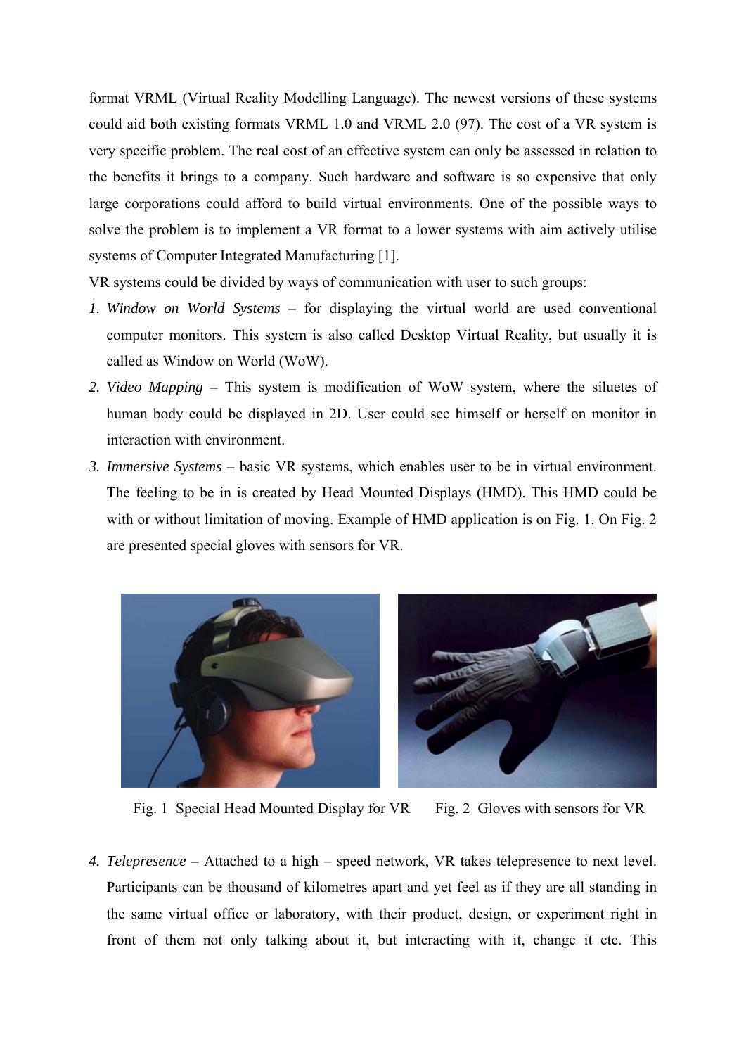format VRML (Virtual Reality Modelling Language). The newest versions of these systems could aid both existing formats VRML 1.0 and VRML 2.0 (97). The cost of a VR system is very specific problem. The real cost of an effective system can only be assessed in relation to the benefits it brings to a company. Such hardware and software is so expensive that only large corporations could afford to build virtual environments. One of the possible ways to solve the problem is to implement a VR format to a lower systems with aim actively utilise systems of Computer Integrated Manufacturing [1].

VR systems could be divided by ways of communication with user to such groups:

1. *Window on World Systems* – for displaying the virtual world are used conventional computer monitors. This system is also called Desktop Virtual Reality, but usually it is called as Window on World (WoW).
2. *Video Mapping* – This system is modification of WoW system, where the siluetes of human body could be displayed in 2D. User could see himself or herself on monitor in interaction with environment.
3. *Immersive Systems* – basic VR systems, which enables user to be in virtual environment. The feeling to be in is created by Head Mounted Displays (HMD). This HMD could be with or without limitation of moving. Example of HMD application is on Fig. 1. On Fig. 2 are presented special gloves with sensors for VR.

Fig. 1 Special Head Mounted Display for VR

Fig. 2 Gloves with sensors for VR

4. *Telepresence* – Attached to a high – speed network, VR takes telepresence to next level. Participants can be thousand of kilometres apart and yet feel as if they are all standing in the same virtual office or laboratory, with their product, design, or experiment right in front of them not only talking about it, but interacting with it, change it etc. This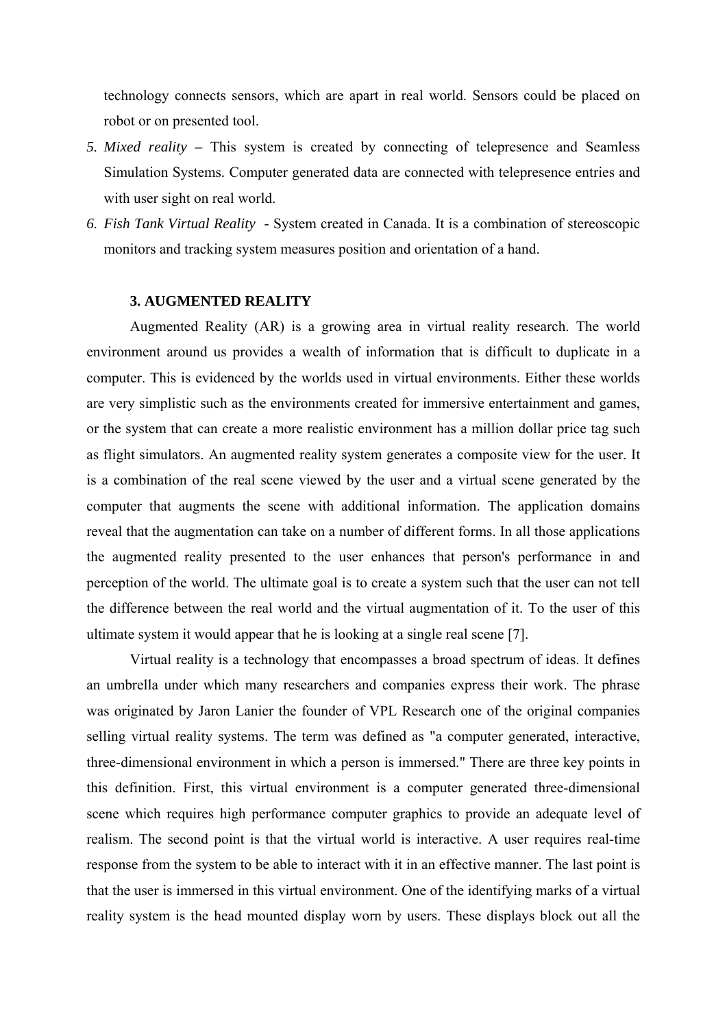technology connects sensors, which are apart in real world. Sensors could be placed on robot or on presented tool.

5. *Mixed reality* – This system is created by connecting of telepresence and Seamless Simulation Systems. Computer generated data are connected with telepresence entries and with user sight on real world.
6. *Fish Tank Virtual Reality* - System created in Canada. It is a combination of stereoscopic monitors and tracking system measures position and orientation of a hand.

## 3. AUGMENTED REALITY

Augmented Reality (AR) is a growing area in virtual reality research. The world environment around us provides a wealth of information that is difficult to duplicate in a computer. This is evidenced by the worlds used in virtual environments. Either these worlds are very simplistic such as the environments created for immersive entertainment and games, or the system that can create a more realistic environment has a million dollar price tag such as flight simulators. An augmented reality system generates a composite view for the user. It is a combination of the real scene viewed by the user and a virtual scene generated by the computer that augments the scene with additional information. The application domains reveal that the augmentation can take on a number of different forms. In all those applications the augmented reality presented to the user enhances that person's performance in and perception of the world. The ultimate goal is to create a system such that the user can not tell the difference between the real world and the virtual augmentation of it. To the user of this ultimate system it would appear that he is looking at a single real scene [7].

Virtual reality is a technology that encompasses a broad spectrum of ideas. It defines an umbrella under which many researchers and companies express their work. The phrase was originated by Jaron Lanier the founder of VPL Research one of the original companies selling virtual reality systems. The term was defined as "a computer generated, interactive, three-dimensional environment in which a person is immersed." There are three key points in this definition. First, this virtual environment is a computer generated three-dimensional scene which requires high performance computer graphics to provide an adequate level of realism. The second point is that the virtual world is interactive. A user requires real-time response from the system to be able to interact with it in an effective manner. The last point is that the user is immersed in this virtual environment. One of the identifying marks of a virtual reality system is the head mounted display worn by users. These displays block out all the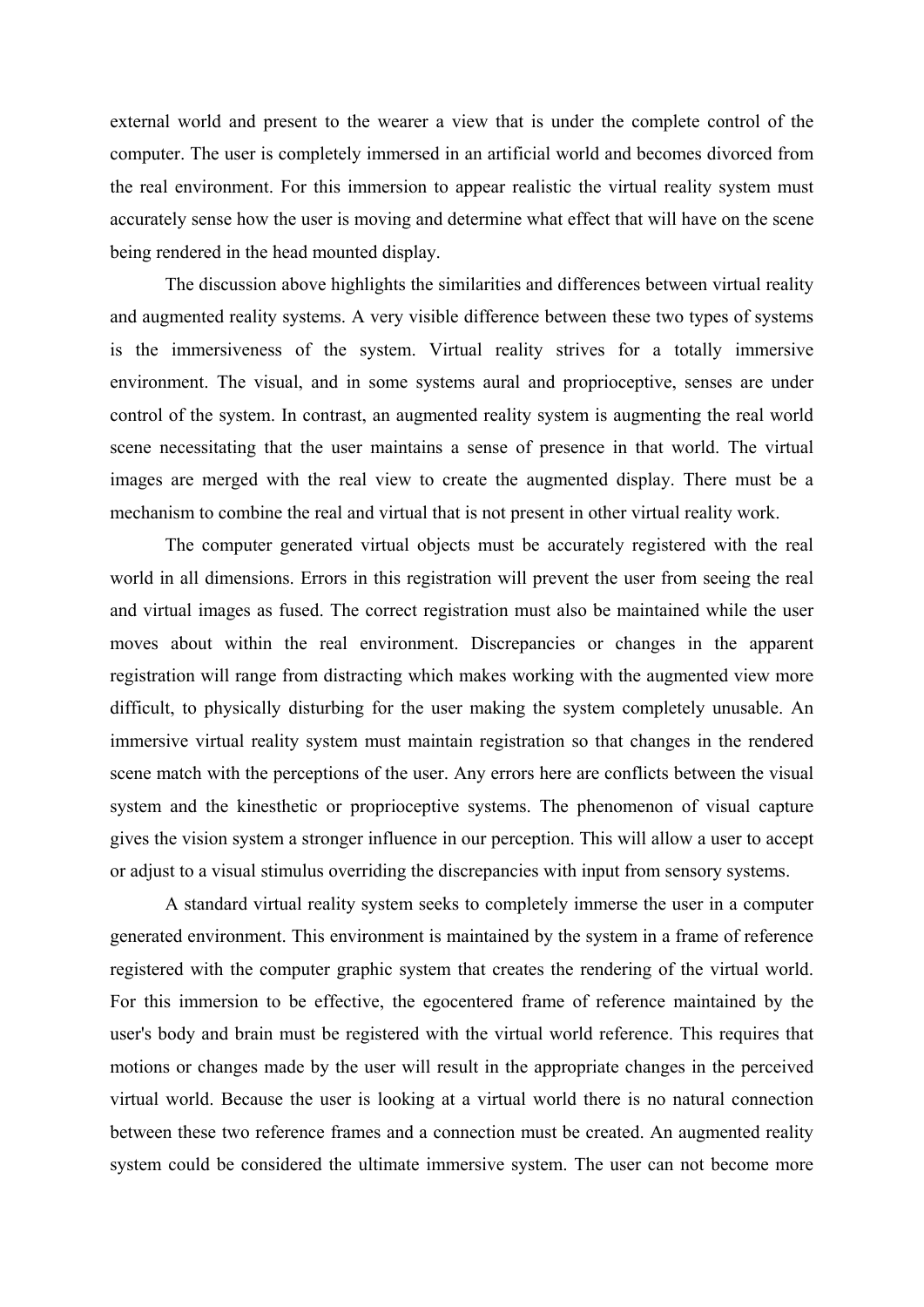external world and present to the wearer a view that is under the complete control of the computer. The user is completely immersed in an artificial world and becomes divorced from the real environment. For this immersion to appear realistic the virtual reality system must accurately sense how the user is moving and determine what effect that will have on the scene being rendered in the head mounted display.

The discussion above highlights the similarities and differences between virtual reality and augmented reality systems. A very visible difference between these two types of systems is the immersiveness of the system. Virtual reality strives for a totally immersive environment. The visual, and in some systems aural and proprioceptive, senses are under control of the system. In contrast, an augmented reality system is augmenting the real world scene necessitating that the user maintains a sense of presence in that world. The virtual images are merged with the real view to create the augmented display. There must be a mechanism to combine the real and virtual that is not present in other virtual reality work.

The computer generated virtual objects must be accurately registered with the real world in all dimensions. Errors in this registration will prevent the user from seeing the real and virtual images as fused. The correct registration must also be maintained while the user moves about within the real environment. Discrepancies or changes in the apparent registration will range from distracting which makes working with the augmented view more difficult, to physically disturbing for the user making the system completely unusable. An immersive virtual reality system must maintain registration so that changes in the rendered scene match with the perceptions of the user. Any errors here are conflicts between the visual system and the kinesthetic or proprioceptive systems. The phenomenon of visual capture gives the vision system a stronger influence in our perception. This will allow a user to accept or adjust to a visual stimulus overriding the discrepancies with input from sensory systems.

A standard virtual reality system seeks to completely immerse the user in a computer generated environment. This environment is maintained by the system in a frame of reference registered with the computer graphic system that creates the rendering of the virtual world. For this immersion to be effective, the egocentered frame of reference maintained by the user's body and brain must be registered with the virtual world reference. This requires that motions or changes made by the user will result in the appropriate changes in the perceived virtual world. Because the user is looking at a virtual world there is no natural connection between these two reference frames and a connection must be created. An augmented reality system could be considered the ultimate immersive system. The user can not become more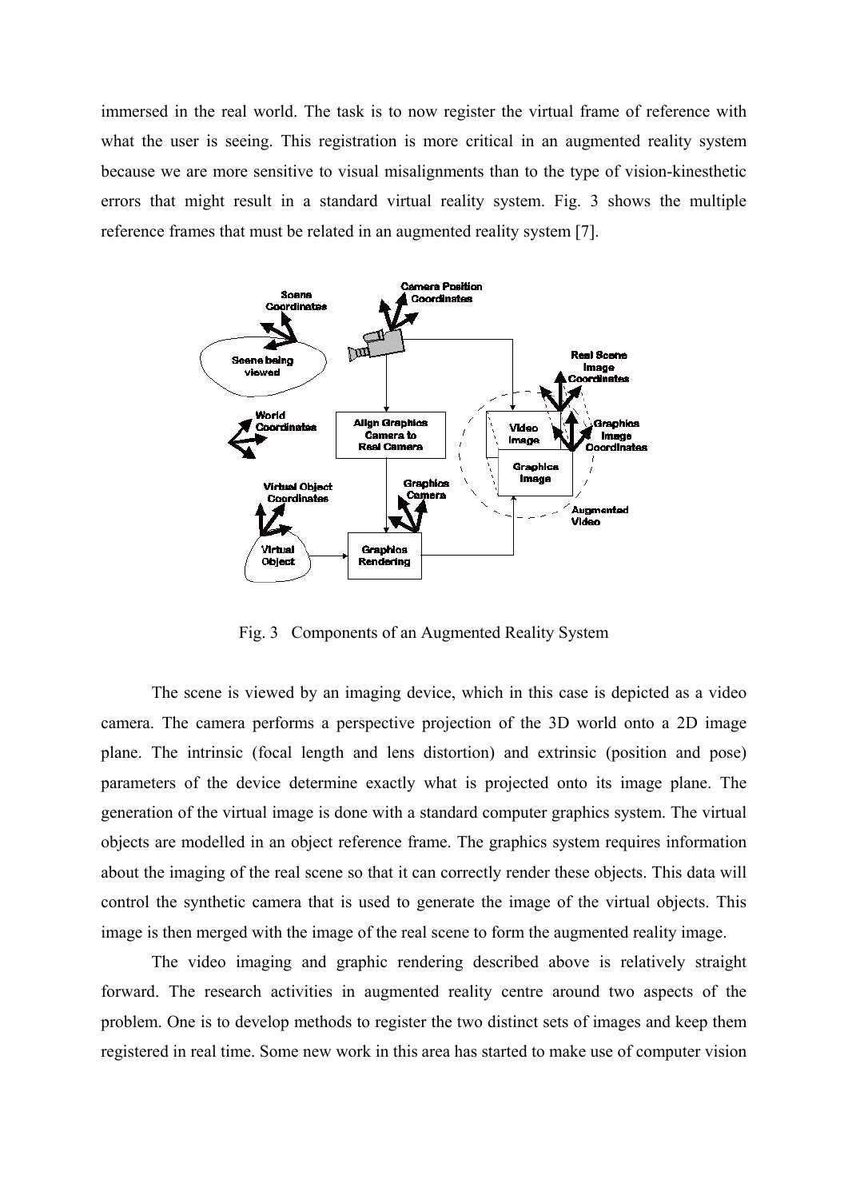immersed in the real world. The task is to now register the virtual frame of reference with what the user is seeing. This registration is more critical in an augmented reality system because we are more sensitive to visual misalignments than to the type of vision-kinesthetic errors that might result in a standard virtual reality system. Fig. 3 shows the multiple reference frames that must be related in an augmented reality system [7].

Fig. 3 Components of an Augmented Reality System

The scene is viewed by an imaging device, which in this case is depicted as a video camera. The camera performs a perspective projection of the 3D world onto a 2D image plane. The intrinsic (focal length and lens distortion) and extrinsic (position and pose) parameters of the device determine exactly what is projected onto its image plane. The generation of the virtual image is done with a standard computer graphics system. The virtual objects are modelled in an object reference frame. The graphics system requires information about the imaging of the real scene so that it can correctly render these objects. This data will control the synthetic camera that is used to generate the image of the virtual objects. This image is then merged with the image of the real scene to form the augmented reality image.

The video imaging and graphic rendering described above is relatively straight forward. The research activities in augmented reality centre around two aspects of the problem. One is to develop methods to register the two distinct sets of images and keep them registered in real time. Some new work in this area has started to make use of computer vision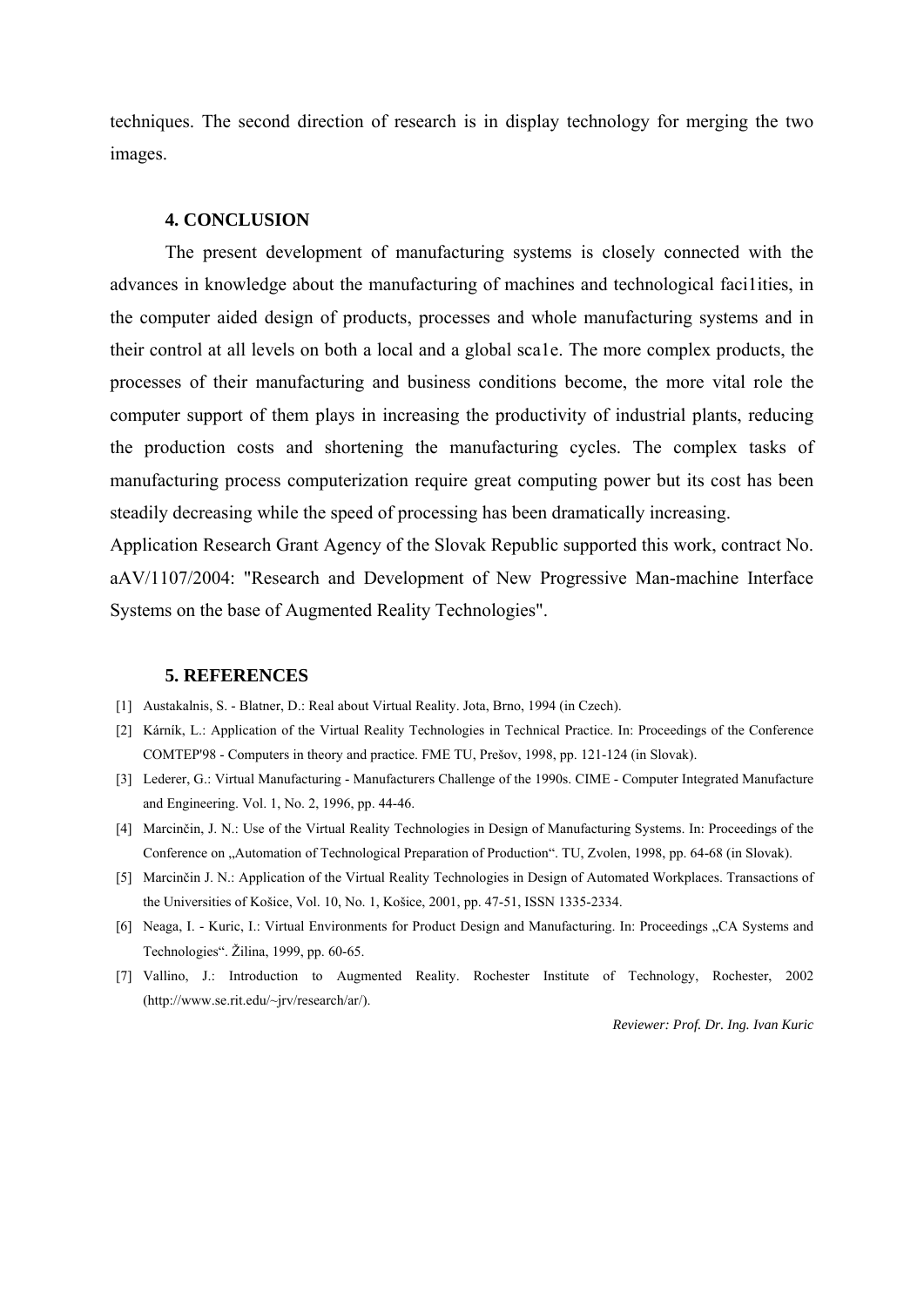techniques. The second direction of research is in display technology for merging the two images.

## 4. CONCLUSION

The present development of manufacturing systems is closely connected with the advances in knowledge about the manufacturing of machines and technological faci1ities, in the computer aided design of products, processes and whole manufacturing systems and in their control at all levels on both a local and a global sca1e. The more complex products, the processes of their manufacturing and business conditions become, the more vital role the computer support of them plays in increasing the productivity of industrial plants, reducing the production costs and shortening the manufacturing cycles. The complex tasks of manufacturing process computerization require great computing power but its cost has been steadily decreasing while the speed of processing has been dramatically increasing.

Application Research Grant Agency of the Slovak Republic supported this work, contract No. aAV/1107/2004: "Research and Development of New Progressive Man-machine Interface Systems on the base of Augmented Reality Technologies".

## 5. REFERENCES

[1] Austakalnis, S. - Blatner, D.: Real about Virtual Reality. Jota, Brno, 1994 (in Czech).

[2] Kárník, L.: Application of the Virtual Reality Technologies in Technical Practice. In: Proceedings of the Conference COMTEP'98 - Computers in theory and practice. FME TU, Prešov, 1998, pp. 121-124 (in Slovak).

[3] Lederer, G.: Virtual Manufacturing - Manufacturers Challenge of the 1990s. CIME - Computer Integrated Manufacture and Engineering. Vol. 1, No. 2, 1996, pp. 44-46.

[4] Marcinčin, J. N.: Use of the Virtual Reality Technologies in Design of Manufacturing Systems. In: Proceedings of the Conference on „Automation of Technological Preparation of Production“. TU, Zvolen, 1998, pp. 64-68 (in Slovak).

[5] Marcinčin J. N.: Application of the Virtual Reality Technologies in Design of Automated Workplaces. Transactions of the Universities of Košice, Vol. 10, No. 1, Košice, 2001, pp. 47-51, ISSN 1335-2334.

[6] Neaga, I. - Kuric, I.: Virtual Environments for Product Design and Manufacturing. In: Proceedings „CA Systems and Technologies“. Žilina, 1999, pp. 60-65.

[7] Vallino, J.: Introduction to Augmented Reality. Rochester Institute of Technology, Rochester, 2002 (http://www.se.rit.edu/~jrv/research/ar/).

*Reviewer: Prof. Dr. Ing. Ivan Kuric*